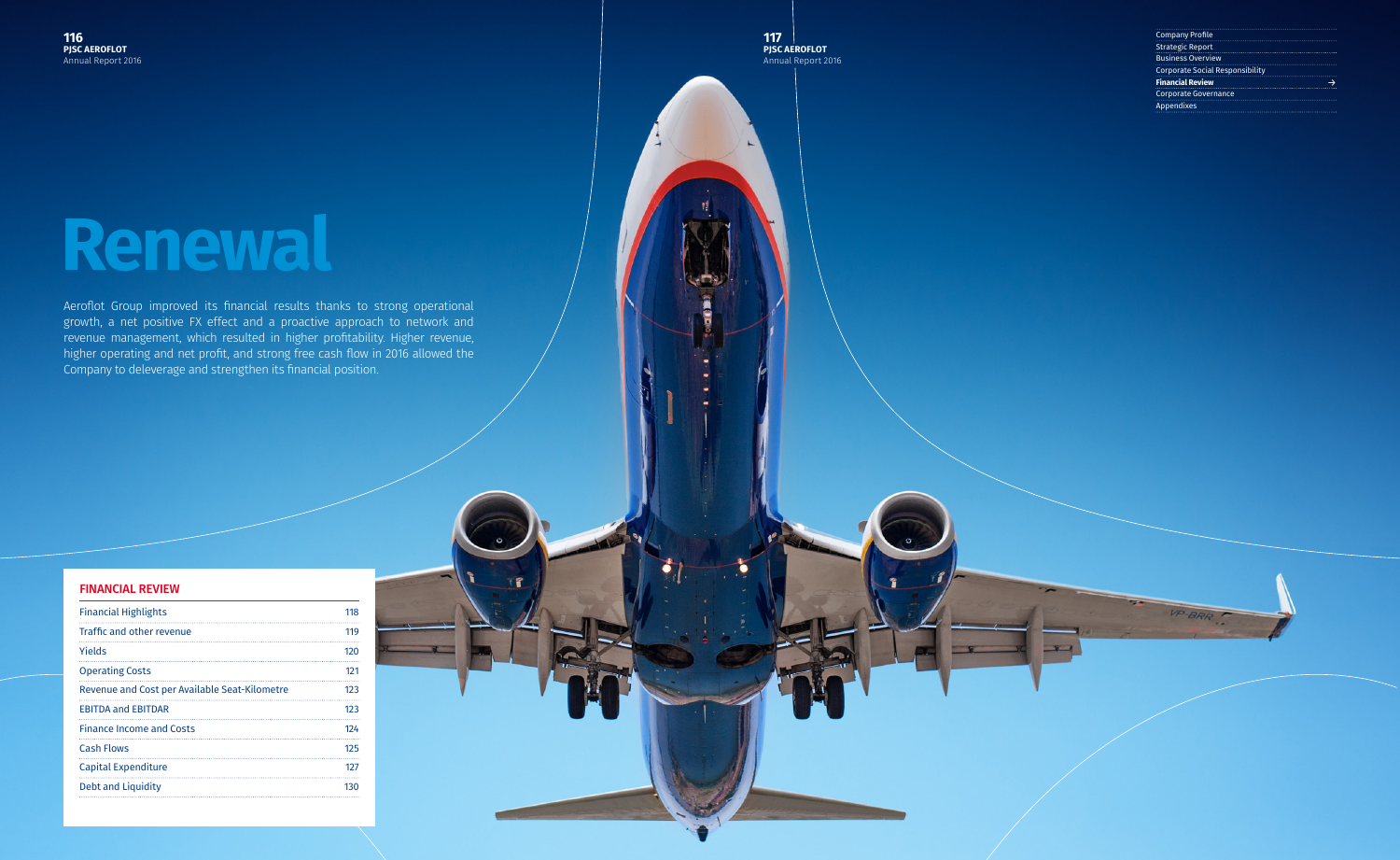# Renewal

Aeroflot Group improved its financial results thanks to strong operational growth, a net positive FX effect and a proactive approach to network and revenue management, which resulted in higher profitability. Higher revenue, higher operating and net profit, and strong free cash flow in 2016 allowed the Company to deleverage and strengthen its financial position.

## FINANCIAL REVIEW

| | |
|---|---|
| Financial Highlights | 118 |
| Traffic and other revenue | 119 |
| Yields | 120 |
| Operating Costs | 121 |
| Revenue and Cost per Available Seat-Kilometre | 123 |
| EBITDA and EBITDAR | 123 |
| Finance Income and Costs | 124 |
| Cash Flows | 125 |
| Capital Expenditure | 127 |
| Debt and Liquidity | 130 |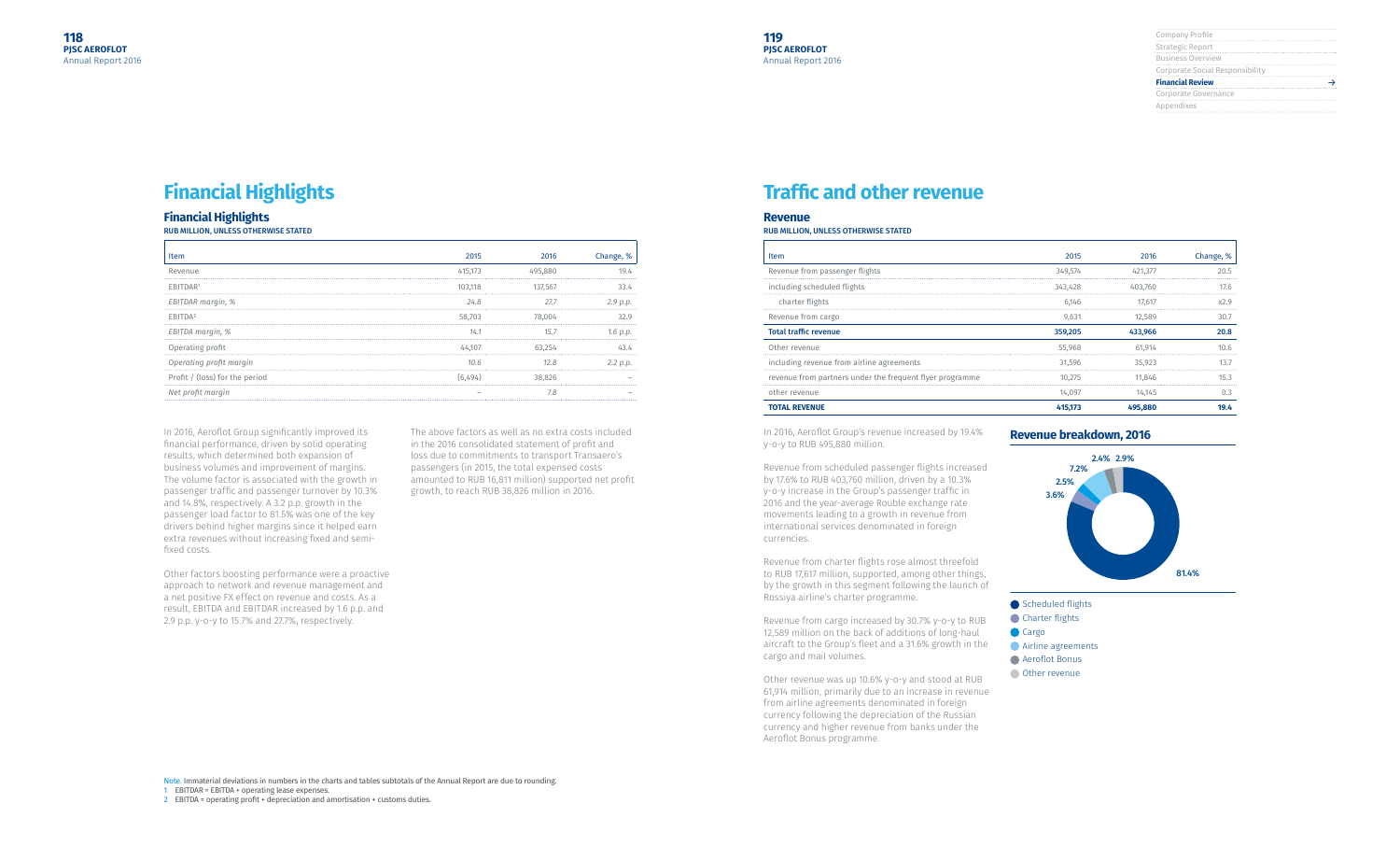# Financial Highlights

## Financial Highlights

**RUB MILLION, UNLESS OTHERWISE STATED**

| Item | 2015 | 2016 | Change, % |
|---|---|---|---|
| Revenue | 415,173 | 495,880 | 19.4 |
| EBITDAR[1] | 103,118 | 137,567 | 33.4 |
| *EBITDAR margin, %* | *24.8* | *27.7* | *2.9 p.p.* |
| EBITDA[2] | 58,703 | 78,004 | 32.9 |
| *EBITDA margin, %* | *14.1* | *15.7* | *1.6 p.p.* |
| Operating profit | 44,107 | 63,254 | 43.4 |
| *Operating profit margin* | *10.6* | *12.8* | *2.2 p.p.* |
| Profit / (loss) for the period | (6,494) | 38,826 | – |
| *Net profit margin* | *–* | *7.8* | *–* |

In 2016, Aeroflot Group significantly improved its financial performance, driven by solid operating results, which determined both expansion of business volumes and improvement of margins. The volume factor is associated with the growth in passenger traffic and passenger turnover by 10.3% and 14.8%, respectively. A 3.2 p.p. growth in the passenger load factor to 81.5% was one of the key drivers behind higher margins since it helped earn extra revenues without increasing fixed and semi-fixed costs.

Other factors boosting performance were a proactive approach to network and revenue management and a net positive FX effect on revenue and costs. As a result, EBITDA and EBITDAR increased by 1.6 p.p. and 2.9 p.p. y-o-y to 15.7% and 27.7%, respectively.

The above factors as well as no extra costs included in the 2016 consolidated statement of profit and loss due to commitments to transport Transaero's passengers (in 2015, the total expensed costs amounted to RUB 16,811 million) supported net profit growth, to reach RUB 38,826 million in 2016.

Note. Immaterial deviations in numbers in the charts and tables subtotals of the Annual Report are due to rounding.

1 EBITDAR = EBITDA + operating lease expenses.

2 EBITDA = operating profit + depreciation and amortisation + customs duties.

# Traffic and other revenue

## Revenue

**RUB MILLION, UNLESS OTHERWISE STATED**

| Item | 2015 | 2016 | Change, % |
|---|---|---|---|
| Revenue from passenger flights | 349,574 | 421,377 | 20.5 |
| including scheduled flights | 343,428 | 403,760 | 17.6 |
| charter flights | 6,146 | 17,617 | x2.9 |
| Revenue from cargo | 9,631 | 12,589 | 30.7 |
| **Total traffic revenue** | **359,205** | **433,966** | **20.8** |
| Other revenue | 55,968 | 61,914 | 10.6 |
| including revenue from airline agreements | 31,596 | 35,923 | 13.7 |
| revenue from partners under the frequent flyer programme | 10,275 | 11,846 | 15.3 |
| other revenue | 14,097 | 14,145 | 0.3 |
| **TOTAL REVENUE** | **415,173** | **495,880** | **19.4** |

In 2016, Aeroflot Group's revenue increased by 19.4% y-o-y to RUB 495,880 million.

Revenue from scheduled passenger flights increased by 17.6% to RUB 403,760 million, driven by a 10.3% y-o-y increase in the Group's passenger traffic in 2016 and the year-average Rouble exchange rate movements leading to a growth in revenue from international services denominated in foreign currencies.

Revenue from charter flights rose almost threefold to RUB 17,617 million, supported, among other things, by the growth in this segment following the launch of Rossiya airline's charter programme.

Revenue from cargo increased by 30.7% y-o-y to RUB 12,589 million on the back of additions of long-haul aircraft to the Group's fleet and a 31.6% growth in the cargo and mail volumes.

Other revenue was up 10.6% y-o-y and stood at RUB 61,914 million, primarily due to an increase in revenue from airline agreements denominated in foreign currency following the depreciation of the Russian currency and higher revenue from banks under the Aeroflot Bonus programme.

## Revenue breakdown, 2016

- Scheduled flights – 81.4%
- Charter flights – 3.6%
- Cargo – 2.5%
- Airline agreements – 7.2%
- Aeroflot Bonus – 2.4%
- Other revenue – 2.9%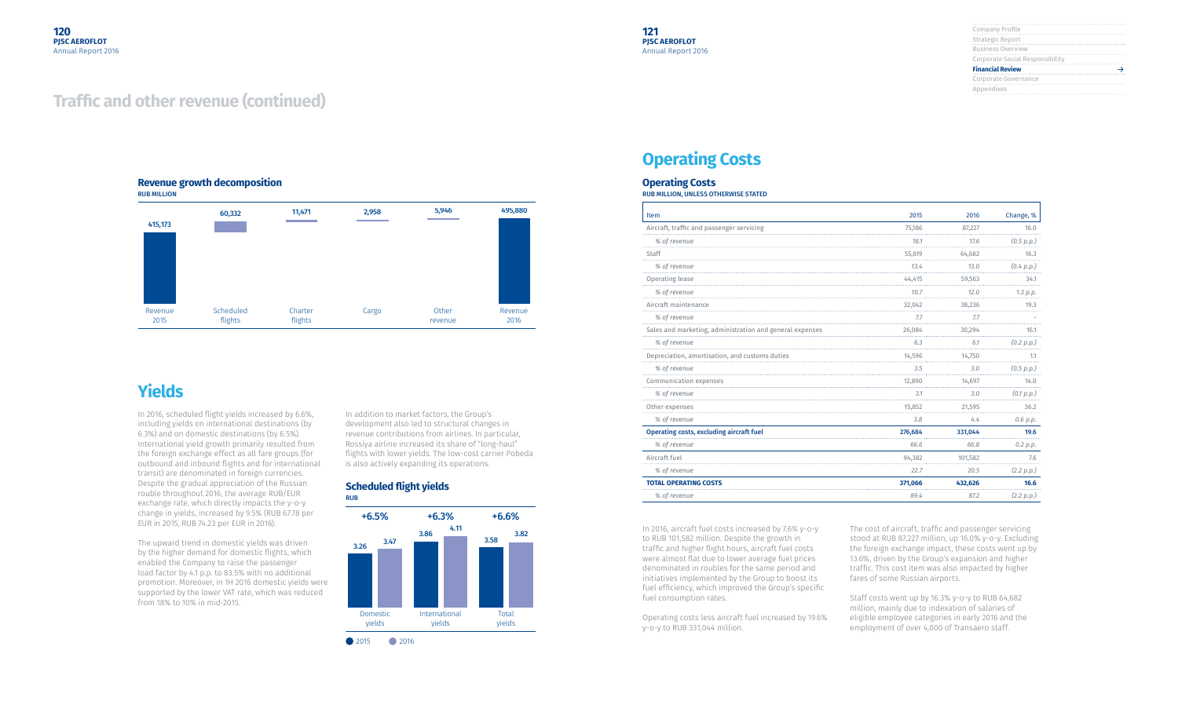# Traffic and other revenue (continued)

### Revenue growth decomposition

RUB MILLION

| Revenue 2015 | Scheduled flights | Charter flights | Cargo | Other revenue | Revenue 2016 |
|---|---|---|---|---|---|
| 415,173 | 60,332 | 11,471 | 2,958 | 5,946 | 495,880 |

## Yields

In 2016, scheduled flight yields increased by 6.6%, including yields on international destinations (by 6.3%) and on domestic destinations (by 6.5%). International yield growth primarily resulted from the foreign exchange effect as all fare groups (for outbound and inbound flights and for international transit) are denominated in foreign currencies. Despite the gradual appreciation of the Russian rouble throughout 2016, the average RUB/EUR exchange rate, which directly impacts the y-o-y change in yields, increased by 9.5% (RUB 67.78 per EUR in 2015, RUB 74.23 per EUR in 2016).

The upward trend in domestic yields was driven by the higher demand for domestic flights, which enabled the Company to raise the passenger load factor by 4.1 p.p. to 83.5% with no additional promotion. Moreover, in 1H 2016 domestic yields were supported by the lower VAT rate, which was reduced from 18% to 10% in mid-2015.

In addition to market factors, the Group's development also led to structural changes in revenue contributions from airlines. In particular, Rossiya airline increased its share of "long-haul" flights with lower yields. The low-cost carrier Pobeda is also actively expanding its operations.

### Scheduled flight yields

RUB

| | 2015 | 2016 | Change |
|---|---|---|---|
| Domestic yields | 3.26 | 3.47 | +6.5% |
| International yields | 3.86 | 4.11 | +6.3% |
| Total yields | 3.58 | 3.82 | +6.6% |

# Operating Costs

### Operating Costs

RUB MILLION, UNLESS OTHERWISE STATED

| Item | 2015 | 2016 | Change, % |
|---|---|---|---|
| Aircraft, traffic and passenger servicing | 75,186 | 87,227 | 16.0 |
| *% of revenue* | *18.1* | *17.6* | *(0.5 p.p.)* |
| Staff | 55,619 | 64,682 | 16.3 |
| *% of revenue* | *13.4* | *13.0* | *(0.4 p.p.)* |
| Operating lease | 44,415 | 59,563 | 34.1 |
| *% of revenue* | *10.7* | *12.0* | *1.3 p.p.* |
| Aircraft maintenance | 32,042 | 38,236 | 19.3 |
| *% of revenue* | *7.7* | *7.7* | *-* |
| Sales and marketing, administration and general expenses | 26,084 | 30,294 | 16.1 |
| *% of revenue* | *6.3* | *6.1* | *(0.2 p.p.)* |
| Depreciation, amortisation, and customs duties | 14,596 | 14,750 | 1.1 |
| *% of revenue* | *3.5* | *3.0* | *(0.5 p.p.)* |
| Communication expenses | 12,890 | 14,697 | 14.0 |
| *% of revenue* | *3.1* | *3.0* | *(0.1 p.p.)* |
| Other expenses | 15,852 | 21,595 | 36.2 |
| *% of revenue* | *3.8* | *4.4* | *0.6 p.p.* |
| **Operating costs, excluding aircraft fuel** | **276,684** | **331,044** | **19.6** |
| *% of revenue* | *66.6* | *66.8* | *0.2 p.p.* |
| Aircraft fuel | 94,382 | 101,582 | 7.6 |
| *% of revenue* | *22.7* | *20.5* | *(2.2 p.p.)* |
| **TOTAL OPERATING COSTS** | **371,066** | **432,626** | **16.6** |
| *% of revenue* | *89.4* | *87.2* | *(2.2 p.p.)* |

In 2016, aircraft fuel costs increased by 7.6% y-o-y to RUB 101,582 million. Despite the growth in traffic and higher flight hours, aircraft fuel costs were almost flat due to lower average fuel prices denominated in roubles for the same period and initiatives implemented by the Group to boost its fuel efficiency, which improved the Group's specific fuel consumption rates.

Operating costs less aircraft fuel increased by 19.6% y-o-y to RUB 331,044 million.

The cost of aircraft, traffic and passenger servicing stood at RUB 87,227 million, up 16.0% y-o-y. Excluding the foreign exchange impact, these costs went up by 13.6%, driven by the Group's expansion and higher traffic. This cost item was also impacted by higher fares of some Russian airports.

Staff costs went up by 16.3% y-o-y to RUB 64,682 million, mainly due to indexation of salaries of eligible employee categories in early 2016 and the employment of over 4,000 of Transaero staff.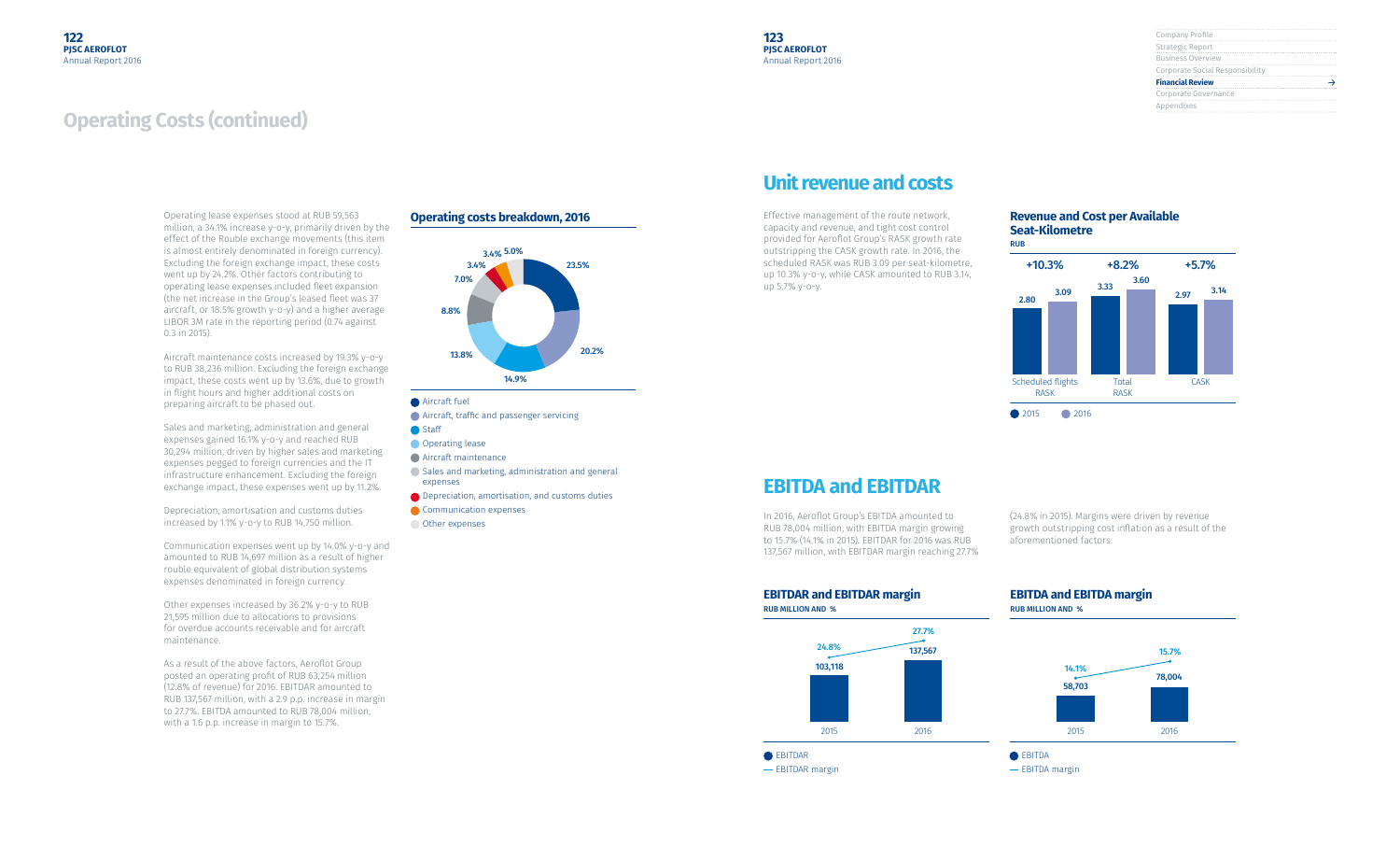# Operating Costs (continued)

Operating lease expenses stood at RUB 59,563 million, a 34.1% increase y-o-y, primarily driven by the effect of the Rouble exchange movements (this item is almost entirely denominated in foreign currency). Excluding the foreign exchange impact, these costs went up by 24.2%. Other factors contributing to operating lease expenses included fleet expansion (the net increase in the Group's leased fleet was 37 aircraft, or 18.5% growth y-o-y) and a higher average LIBOR 3M rate in the reporting period (0.74 against 0.3 in 2015).

Aircraft maintenance costs increased by 19.3% y-o-y to RUB 38,236 million. Excluding the foreign exchange impact, these costs went up by 13.6%, due to growth in flight hours and higher additional costs on preparing aircraft to be phased out.

Sales and marketing, administration and general expenses gained 16.1% y-o-y and reached RUB 30,294 million, driven by higher sales and marketing expenses pegged to foreign currencies and the IT infrastructure enhancement. Excluding the foreign exchange impact, these expenses went up by 11.2%.

Depreciation, amortisation and customs duties increased by 1.1% y-o-y to RUB 14,750 million.

Communication expenses went up by 14.0% y-o-y and amounted to RUB 14,697 million as a result of higher rouble equivalent of global distribution systems expenses denominated in foreign currency.

Other expenses increased by 36.2% y-o-y to RUB 21,595 million due to allocations to provisions for overdue accounts receivable and for aircraft maintenance.

As a result of the above factors, Aeroflot Group posted an operating profit of RUB 63,254 million (12.8% of revenue) for 2016. EBITDAR amounted to RUB 137,567 million, with a 2.9 p.p. increase in margin to 27.7%. EBITDA amounted to RUB 78,004 million, with a 1.6 p.p. increase in margin to 15.7%.

### Operating costs breakdown, 2016

| Item | Share |
|---|---|
| Aircraft fuel | 23.5% |
| Aircraft, traffic and passenger servicing | 20.2% |
| Staff | 14.9% |
| Operating lease | 13.8% |
| Aircraft maintenance | 8.8% |
| Sales and marketing, administration and general expenses | 7.0% |
| Depreciation, amortisation, and customs duties | 3.4% |
| Communication expenses | 3.4% |
| Other expenses | 5.0% |

# Unit revenue and costs

Effective management of the route network, capacity and revenue, and tight cost control provided for Aeroflot Group's RASK growth rate outstripping the CASK growth rate. In 2016, the scheduled RASK was RUB 3.09 per seat-kilometre, up 10.3% y-o-y, while CASK amounted to RUB 3.14, up 5.7% y-o-y.

### Revenue and Cost per Available Seat-Kilometre

RUB

| | 2015 | 2016 | Change |
|---|---|---|---|
| Scheduled flights RASK | 2.80 | 3.09 | +10.3% |
| Total RASK | 3.33 | 3.60 | +8.2% |
| CASK | 2.97 | 3.14 | +5.7% |

# EBITDA and EBITDAR

In 2016, Aeroflot Group's EBITDA amounted to RUB 78,004 million, with EBITDA margin growing to 15.7% (14.1% in 2015). EBITDAR for 2016 was RUB 137,567 million, with EBITDAR margin reaching 27.7% (24.8% in 2015). Margins were driven by revenue growth outstripping cost inflation as a result of the aforementioned factors.

### EBITDAR and EBITDAR margin

RUB MILLION AND %

| | 2015 | 2016 |
|---|---|---|
| EBITDAR | 103,118 | 137,567 |
| EBITDAR margin | 24.8% | 27.7% |

### EBITDA and EBITDA margin

RUB MILLION AND %

| | 2015 | 2016 |
|---|---|---|
| EBITDA | 58,703 | 78,004 |
| EBITDA margin | 14.1% | 15.7% |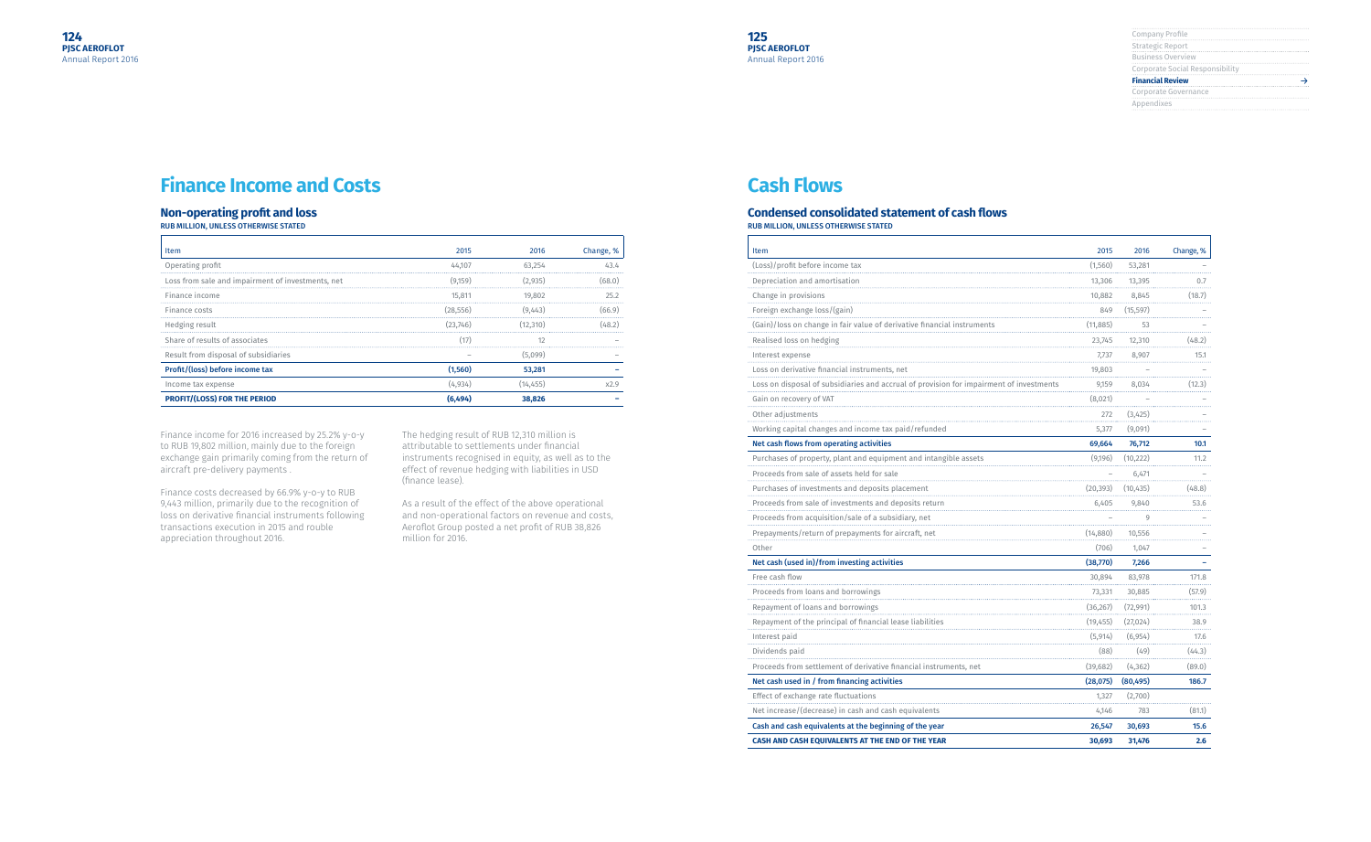# Finance Income and Costs

## Non-operating profit and loss

RUB MILLION, UNLESS OTHERWISE STATED

| Item | 2015 | 2016 | Change, % |
|---|---|---|---|
| Operating profit | 44,107 | 63,254 | 43.4 |
| Loss from sale and impairment of investments, net | (9,159) | (2,935) | (68.0) |
| Finance income | 15,811 | 19,802 | 25.2 |
| Finance costs | (28,556) | (9,443) | (66.9) |
| Hedging result | (23,746) | (12,310) | (48.2) |
| Share of results of associates | (17) | 12 | – |
| Result from disposal of subsidiaries | – | (5,099) | – |
| **Profit/(loss) before income tax** | **(1,560)** | **53,281** | **–** |
| Income tax expense | (4,934) | (14,455) | x2.9 |
| **PROFIT/(LOSS) FOR THE PERIOD** | **(6,494)** | **38,826** | **–** |

Finance income for 2016 increased by 25.2% y-o-y to RUB 19,802 million, mainly due to the foreign exchange gain primarily coming from the return of aircraft pre-delivery payments .

Finance costs decreased by 66.9% y-o-y to RUB 9,443 million, primarily due to the recognition of loss on derivative financial instruments following transactions execution in 2015 and rouble appreciation throughout 2016.

The hedging result of RUB 12,310 million is attributable to settlements under financial instruments recognised in equity, as well as to the effect of revenue hedging with liabilities in USD (finance lease).

As a result of the effect of the above operational and non-operational factors on revenue and costs, Aeroflot Group posted a net profit of RUB 38,826 million for 2016.

# Cash Flows

## Condensed consolidated statement of cash flows

RUB MILLION, UNLESS OTHERWISE STATED

| Item | 2015 | 2016 | Change, % |
|---|---|---|---|
| (Loss)/profit before income tax | (1,560) | 53,281 | – |
| Depreciation and amortisation | 13,306 | 13,395 | 0.7 |
| Change in provisions | 10,882 | 8,845 | (18.7) |
| Foreign exchange loss/(gain) | 849 | (15,597) | – |
| (Gain)/loss on change in fair value of derivative financial instruments | (11,885) | 53 | – |
| Realised loss on hedging | 23,745 | 12,310 | (48.2) |
| Interest expense | 7,737 | 8,907 | 15.1 |
| Loss on derivative financial instruments, net | 19,803 | – | – |
| Loss on disposal of subsidiaries and accrual of provision for impairment of investments | 9,159 | 8,034 | (12.3) |
| Gain on recovery of VAT | (8,021) | – | – |
| Other adjustments | 272 | (3,425) | – |
| Working capital changes and income tax paid/refunded | 5,377 | (9,091) | – |
| **Net cash flows from operating activities** | **69,664** | **76,712** | **10.1** |
| Purchases of property, plant and equipment and intangible assets | (9,196) | (10,222) | 11.2 |
| Proceeds from sale of assets held for sale | – | 6,471 | – |
| Purchases of investments and deposits placement | (20,393) | (10,435) | (48.8) |
| Proceeds from sale of investments and deposits return | 6,405 | 9,840 | 53.6 |
| Proceeds from acquisition/sale of a subsidiary, net | – | 9 | – |
| Prepayments/return of prepayments for aircraft, net | (14,880) | 10,556 | – |
| Other | (706) | 1,047 | – |
| **Net cash (used in)/from investing activities** | **(38,770)** | **7,266** | **–** |
| Free cash flow | 30,894 | 83,978 | 171.8 |
| Proceeds from loans and borrowings | 73,331 | 30,885 | (57.9) |
| Repayment of loans and borrowings | (36,267) | (72,991) | 101.3 |
| Repayment of the principal of financial lease liabilities | (19,455) | (27,024) | 38.9 |
| Interest paid | (5,914) | (6,954) | 17.6 |
| Dividends paid | (88) | (49) | (44.3) |
| Proceeds from settlement of derivative financial instruments, net | (39,682) | (4,362) | (89.0) |
| **Net cash used in / from financing activities** | **(28,075)** | **(80,495)** | **186.7** |
| Effect of exchange rate fluctuations | 1,327 | (2,700) | |
| Net increase/(decrease) in cash and cash equivalents | 4,146 | 783 | (81.1) |
| **Cash and cash equivalents at the beginning of the year** | **26,547** | **30,693** | **15.6** |
| **CASH AND CASH EQUIVALENTS AT THE END OF THE YEAR** | **30,693** | **31,476** | **2.6** |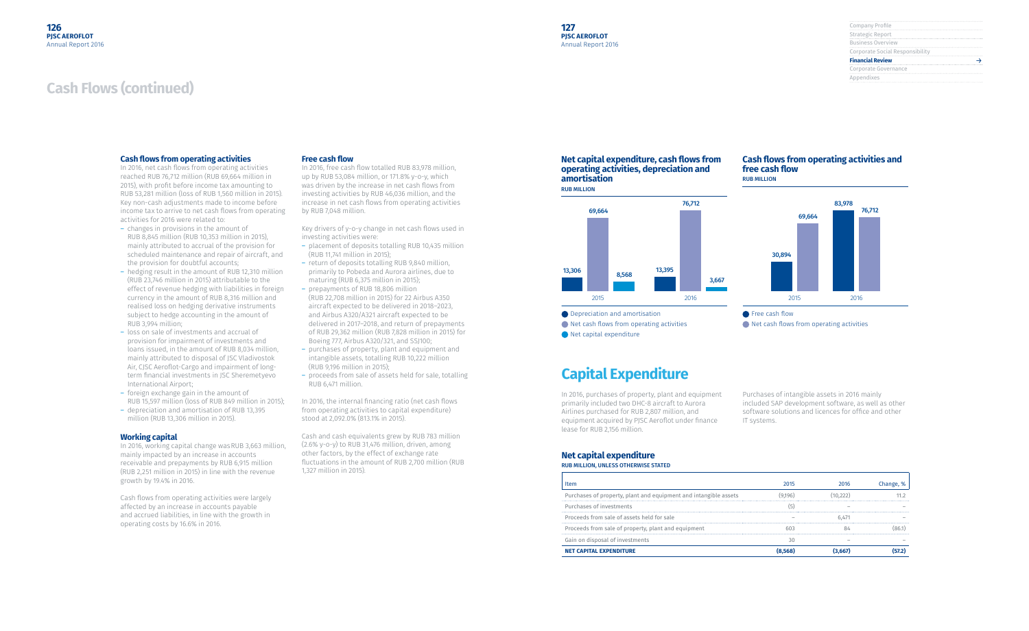# Cash Flows (continued)

### Cash flows from operating activities

In 2016, net cash flows from operating activities reached RUB 76,712 million (RUB 69,664 million in 2015), with profit before income tax amounting to RUB 53,281 million (loss of RUB 1,560 million in 2015). Key non-cash adjustments made to income before income tax to arrive to net cash flows from operating activities for 2016 were related to:

- changes in provisions in the amount of RUB 8,845 million (RUB 10,353 million in 2015), mainly attributed to accrual of the provision for scheduled maintenance and repair of aircraft, and the provision for doubtful accounts;
- hedging result in the amount of RUB 12,310 million (RUB 23,746 million in 2015) attributable to the effect of revenue hedging with liabilities in foreign currency in the amount of RUB 8,316 million and realised loss on hedging derivative instruments subject to hedge accounting in the amount of RUB 3,994 million;
- loss on sale of investments and accrual of provision for impairment of investments and loans issued, in the amount of RUB 8,034 million, mainly attributed to disposal of JSC Vladivostok Air, CJSC Aeroflot-Cargo and impairment of long-term financial investments in JSC Sheremetyevo International Airport;
- foreign exchange gain in the amount of RUB 15,597 million (loss of RUB 849 million in 2015);
- depreciation and amortisation of RUB 13,395 million (RUB 13,306 million in 2015).

### Working capital

In 2016, working capital change was RUB 3,663 million, mainly impacted by an increase in accounts receivable and prepayments by RUB 6,915 million (RUB 2,251 million in 2015) in line with the revenue growth by 19.4% in 2016.

Cash flows from operating activities were largely affected by an increase in accounts payable and accrued liabilities, in line with the growth in operating costs by 16.6% in 2016.

### Free cash flow

In 2016, free cash flow totalled RUB 83,978 million, up by RUB 53,084 million, or 171.8% y-o-y, which was driven by the increase in net cash flows from investing activities by RUB 46,036 million, and the increase in net cash flows from operating activities by RUB 7,048 million.

Key drivers of y-o-y change in net cash flows used in investing activities were:

- placement of deposits totalling RUB 10,435 million (RUB 11,741 million in 2015);
- return of deposits totaling RUB 9,840 million, primarily to Pobeda and Aurora airlines, due to maturing (RUB 6,375 million in 2015);
- prepayments of RUB 18,806 million (RUB 22,708 million in 2015) for 22 Airbus A350 aircraft expected to be delivered in 2018–2023, and Airbus A320/A321 aircraft expected to be delivered in 2017–2018, and return of prepayments of RUB 29,362 million (RUB 7,828 million in 2015) for Boeing 777, Airbus A320/321, and SSJ100;
- purchases of property, plant and equipment and intangible assets, totalling RUB 10,222 million (RUB 9,196 million in 2015);
- proceeds from sale of assets held for sale, totalling RUB 6,471 million.

In 2016, the internal financing ratio (net cash flows from operating activities to capital expenditure) stood at 2,092.0% (813.1% in 2015).

Cash and cash equivalents grew by RUB 783 million (2.6% y-o-y) to RUB 31,476 million, driven, among other factors, by the effect of exchange rate fluctuations in the amount of RUB 2,700 million (RUB 1,327 million in 2015).

### Net capital expenditure, cash flows from operating activities, depreciation and amortisation

RUB MILLION

| | 2015 | 2016 |
|---|---|---|
| Depreciation and amortisation | 13,306 | 13,395 |
| Net cash flows from operating activities | 69,664 | 76,712 |
| Net capital expenditure | 8,568 | 3,667 |

### Cash flows from operating activities and free cash flow

RUB MILLION

| | 2015 | 2016 |
|---|---|---|
| Free cash flow | 30,894 | 83,978 |
| Net cash flows from operating activities | 69,664 | 76,712 |

# Capital Expenditure

In 2016, purchases of property, plant and equipment primarily included two DHC-8 aircraft to Aurora Airlines purchased for RUB 2,807 million, and equipment acquired by PJSC Aeroflot under finance lease for RUB 2,156 million.

Purchases of intangible assets in 2016 mainly included SAP development software, as well as other software solutions and licences for office and other IT systems.

### Net capital expenditure

RUB MILLION, UNLESS OTHERWISE STATED

| Item | 2015 | 2016 | Change, % |
|---|---|---|---|
| Purchases of property, plant and equipment and intangible assets | (9,196) | (10,222) | 11.2 |
| Purchases of investments | (5) | – | – |
| Proceeds from sale of assets held for sale | – | 6,471 | – |
| Proceeds from sale of property, plant and equipment | 603 | 84 | (86.1) |
| Gain on disposal of investments | 30 | – | – |
| **NET CAPITAL EXPENDITURE** | **(8,568)** | **(3,667)** | **(57.2)** |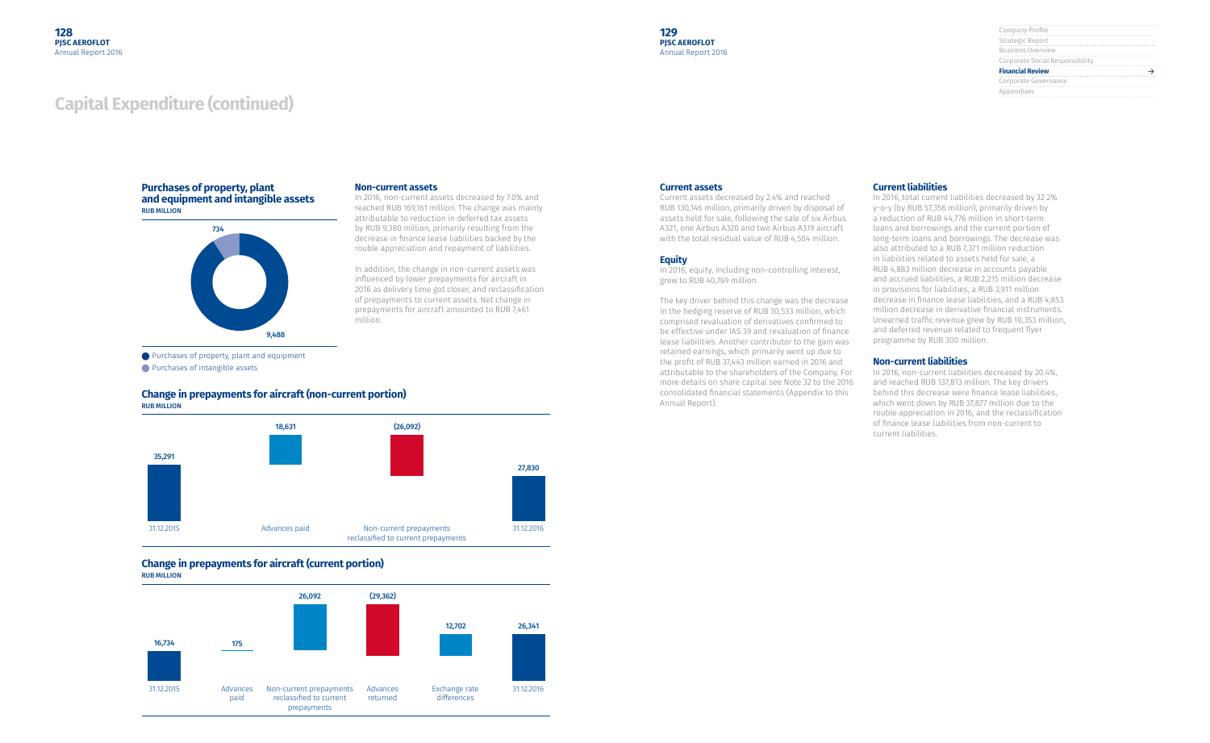# Capital Expenditure (continued)

### Purchases of property, plant and equipment and intangible assets

RUB MILLION

| Item | Value |
| --- | --- |
| Purchases of property, plant and equipment | 9,488 |
| Purchases of intangible assets | 734 |

### Change in prepayments for aircraft (non-current portion)

RUB MILLION

| 31.12.2015 | Advances paid | Non-current prepayments reclassified to current prepayments | 31.12.2016 |
| --- | --- | --- | --- |
| 35,291 | 18,631 | (26,092) | 27,830 |

### Change in prepayments for aircraft (current portion)

RUB MILLION

| 31.12.2015 | Advances paid | Non-current prepayments reclassified to current prepayments | Advances returned | Exchange rate differences | 31.12.2016 |
| --- | --- | --- | --- | --- | --- |
| 16,734 | 175 | 26,092 | (29,362) | 12,702 | 26,341 |

### Non-current assets

In 2016, non-current assets decreased by 7.0% and reached RUB 169,161 million. The change was mainly attributable to reduction in deferred tax assets by RUB 9,380 million, primarily resulting from the decrease in finance lease liabilities backed by the rouble appreciation and repayment of liabilities.

In addition, the change in non-current assets was influenced by lower prepayments for aircraft in 2016 as delivery time got closer, and reclassification of prepayments to current assets. Net change in prepayments for aircraft amounted to RUB 7,461 million.

### Current assets

Current assets decreased by 2.4% and reached RUB 130,146 million, primarily driven by disposal of assets held for sale, following the sale of six Airbus A321, one Airbus A320 and two Airbus A319 aircraft with the total residual value of RUB 4,504 million.

### Equity

In 2016, equity, including non-controlling interest, grew to RUB 40,769 million.

The key driver behind this change was the decrease in the hedging reserve of RUB 30,533 million, which comprised revaluation of derivatives confirmed to be effective under IAS 39 and revaluation of finance lease liabilities. Another contributor to the gain was retained earnings, which primarily went up due to the profit of RUB 37,443 million earned in 2016 and attributable to the shareholders of the Company. For more details on share capital see Note 32 to the 2016 consolidated financial statements (Appendix to this Annual Report).

### Current liabilities

In 2016, total current liabilities decreased by 32.2% y-o-y (by RUB 57,356 million), primarily driven by a reduction of RUB 44,776 million in short-term loans and borrowings and the current portion of long-term loans and borrowings. The decrease was also attributed to a RUB 7,371 million reduction in liabilities related to assets held for sale, a RUB 4,883 million decrease in accounts payable and accrued liabilities, a RUB 2,215 million decrease in provisions for liabilities, a RUB 3,911 million decrease in finance lease liabilities, and a RUB 4,853 million decrease in derivative financial instruments. Unearned traffic revenue grew by RUB 10,353 million, and deferred revenue related to frequent flyer programme by RUB 300 million.

### Non-current liabilities

In 2016, non-current liabilities decreased by 20.4%, and reached RUB 137,813 million. The key drivers behind this decrease were finance lease liabilities, which went down by RUB 37,877 million due to the rouble appreciation in 2016, and the reclassification of finance lease liabilities from non-current to current liabilities.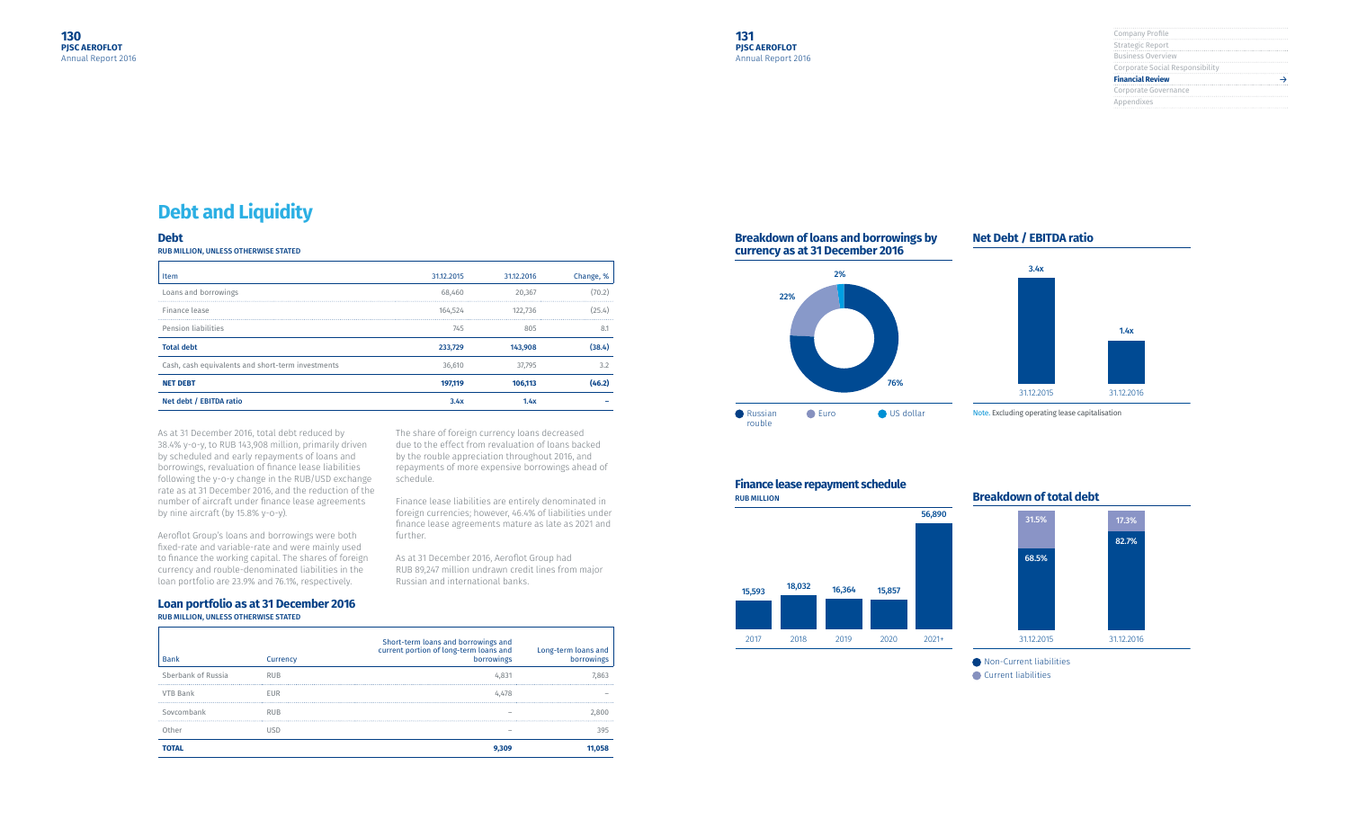# Debt and Liquidity

## Debt

RUB MILLION, UNLESS OTHERWISE STATED

| Item | 31.12.2015 | 31.12.2016 | Change, % |
|---|---|---|---|
| Loans and borrowings | 68,460 | 20,367 | (70.2) |
| Finance lease | 164,524 | 122,736 | (25.4) |
| Pension liabilities | 745 | 805 | 8.1 |
| **Total debt** | **233,729** | **143,908** | **(38.4)** |
| Cash, cash equivalents and short-term investments | 36,610 | 37,795 | 3.2 |
| **NET DEBT** | **197,119** | **106,113** | **(46.2)** |
| **Net debt / EBITDA ratio** | **3.4x** | **1.4x** | **–** |

As at 31 December 2016, total debt reduced by 38.4% y-o-y, to RUB 143,908 million, primarily driven by scheduled and early repayments of loans and borrowings, revaluation of finance lease liabilities following the y-o-y change in the RUB/USD exchange rate as at 31 December 2016, and the reduction of the number of aircraft under finance lease agreements by nine aircraft (by 15.8% y-o-y).

Aeroflot Group's loans and borrowings were both fixed-rate and variable-rate and were mainly used to finance the working capital. The shares of foreign currency and rouble-denominated liabilities in the loan portfolio are 23.9% and 76.1%, respectively.

The share of foreign currency loans decreased due to the effect from revaluation of loans backed by the rouble appreciation throughout 2016, and repayments of more expensive borrowings ahead of schedule.

Finance lease liabilities are entirely denominated in foreign currencies; however, 46.4% of liabilities under finance lease agreements mature as late as 2021 and further.

As at 31 December 2016, Aeroflot Group had RUB 89,247 million undrawn credit lines from major Russian and international banks.

## Loan portfolio as at 31 December 2016

RUB MILLION, UNLESS OTHERWISE STATED

| Bank | Currency | Short-term loans and borrowings and current portion of long-term loans and borrowings | Long-term loans and borrowings |
|---|---|---|---|
| Sberbank of Russia | RUB | 4,831 | 7,863 |
| VTB Bank | EUR | 4,478 | – |
| Sovcombank | RUB | – | 2,800 |
| Other | USD | – | 395 |
| **TOTAL** | | **9,309** | **11,058** |

## Breakdown of loans and borrowings by currency as at 31 December 2016

2%
22%
76%

Russian rouble
Euro
US dollar

## Net Debt / EBITDA ratio

3.4x
1.4x
31.12.2015
31.12.2016

Note. Excluding operating lease capitalisation

## Finance lease repayment schedule

RUB MILLION

15,593
18,032
16,364
15,857
56,890
2017
2018
2019
2020
2021+

## Breakdown of total debt

31.5%
68.5%
17.3%
82.7%
31.12.2015
31.12.2016

Non-Current liabilities
Current liabilities